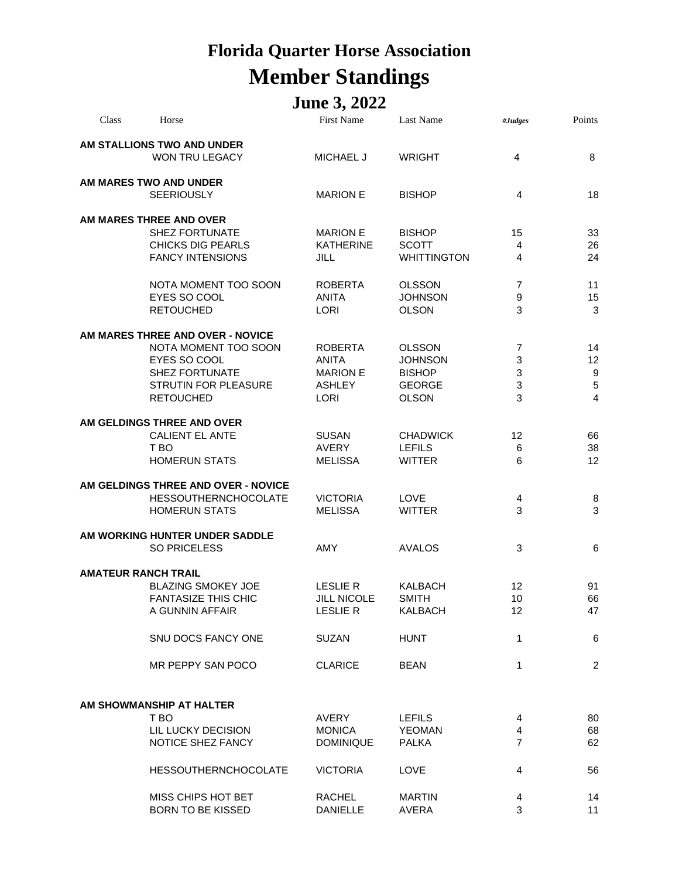# Florida Quarter Horse Association

# Member Standings

## June 3, 2022

| Class | Horse | First Name | Last Name | #Judges | Points |
|---|---|---|---|---|---|
| **AM STALLIONS TWO AND UNDER** | | | | | |
| | WON TRU LEGACY | MICHAEL J | WRIGHT | 4 | 8 |
| **AM MARES TWO AND UNDER** | | | | | |
| | SEERIOUSLY | MARION E | BISHOP | 4 | 18 |
| **AM MARES THREE AND OVER** | | | | | |
| | SHEZ FORTUNATE | MARION E | BISHOP | 15 | 33 |
| | CHICKS DIG PEARLS | KATHERINE | SCOTT | 4 | 26 |
| | FANCY INTENSIONS | JILL | WHITTINGTON | 4 | 24 |
| | NOTA MOMENT TOO SOON | ROBERTA | OLSSON | 7 | 11 |
| | EYES SO COOL | ANITA | JOHNSON | 9 | 15 |
| | RETOUCHED | LORI | OLSON | 3 | 3 |
| **AM MARES THREE AND OVER - NOVICE** | | | | | |
| | NOTA MOMENT TOO SOON | ROBERTA | OLSSON | 7 | 14 |
| | EYES SO COOL | ANITA | JOHNSON | 3 | 12 |
| | SHEZ FORTUNATE | MARION E | BISHOP | 3 | 9 |
| | STRUTIN FOR PLEASURE | ASHLEY | GEORGE | 3 | 5 |
| | RETOUCHED | LORI | OLSON | 3 | 4 |
| **AM GELDINGS THREE AND OVER** | | | | | |
| | CALIENT EL ANTE | SUSAN | CHADWICK | 12 | 66 |
| | T BO | AVERY | LEFILS | 6 | 38 |
| | HOMERUN STATS | MELISSA | WITTER | 6 | 12 |
| **AM GELDINGS THREE AND OVER - NOVICE** | | | | | |
| | HESSOUTHERNCHOCOLATE | VICTORIA | LOVE | 4 | 8 |
| | HOMERUN STATS | MELISSA | WITTER | 3 | 3 |
| **AM WORKING HUNTER UNDER SADDLE** | | | | | |
| | SO PRICELESS | AMY | AVALOS | 3 | 6 |
| **AMATEUR RANCH TRAIL** | | | | | |
| | BLAZING SMOKEY JOE | LESLIE R | KALBACH | 12 | 91 |
| | FANTASIZE THIS CHIC | JILL NICOLE | SMITH | 10 | 66 |
| | A GUNNIN AFFAIR | LESLIE R | KALBACH | 12 | 47 |
| | SNU DOCS FANCY ONE | SUZAN | HUNT | 1 | 6 |
| | MR PEPPY SAN POCO | CLARICE | BEAN | 1 | 2 |
| **AM SHOWMANSHIP AT HALTER** | | | | | |
| | T BO | AVERY | LEFILS | 4 | 80 |
| | LIL LUCKY DECISION | MONICA | YEOMAN | 4 | 68 |
| | NOTICE SHEZ FANCY | DOMINIQUE | PALKA | 7 | 62 |
| | HESSOUTHERNCHOCOLATE | VICTORIA | LOVE | 4 | 56 |
| | MISS CHIPS HOT BET | RACHEL | MARTIN | 4 | 14 |
| | BORN TO BE KISSED | DANIELLE | AVERA | 3 | 11 |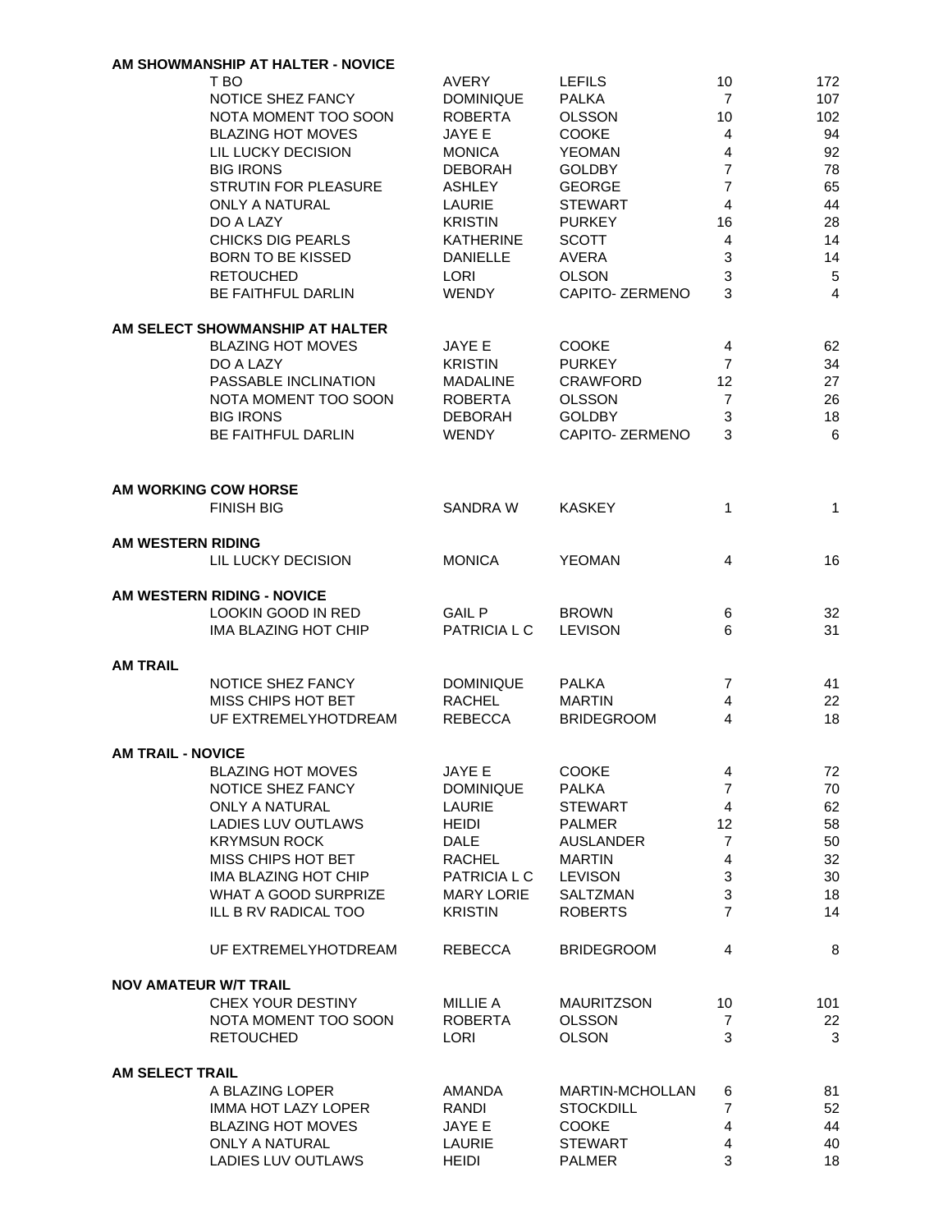**AM SHOWMANSHIP AT HALTER - NOVICE**

| Horse | First Name | Last Name | | |
|---|---|---|---|---|
| T BO | AVERY | LEFILS | 10 | 172 |
| NOTICE SHEZ FANCY | DOMINIQUE | PALKA | 7 | 107 |
| NOTA MOMENT TOO SOON | ROBERTA | OLSSON | 10 | 102 |
| BLAZING HOT MOVES | JAYE E | COOKE | 4 | 94 |
| LIL LUCKY DECISION | MONICA | YEOMAN | 4 | 92 |
| BIG IRONS | DEBORAH | GOLDBY | 7 | 78 |
| STRUTIN FOR PLEASURE | ASHLEY | GEORGE | 7 | 65 |
| ONLY A NATURAL | LAURIE | STEWART | 4 | 44 |
| DO A LAZY | KRISTIN | PURKEY | 16 | 28 |
| CHICKS DIG PEARLS | KATHERINE | SCOTT | 4 | 14 |
| BORN TO BE KISSED | DANIELLE | AVERA | 3 | 14 |
| RETOUCHED | LORI | OLSON | 3 | 5 |
| BE FAITHFUL DARLIN | WENDY | CAPITO- ZERMENO | 3 | 4 |

**AM SELECT SHOWMANSHIP AT HALTER**

| Horse | First Name | Last Name | | |
|---|---|---|---|---|
| BLAZING HOT MOVES | JAYE E | COOKE | 4 | 62 |
| DO A LAZY | KRISTIN | PURKEY | 7 | 34 |
| PASSABLE INCLINATION | MADALINE | CRAWFORD | 12 | 27 |
| NOTA MOMENT TOO SOON | ROBERTA | OLSSON | 7 | 26 |
| BIG IRONS | DEBORAH | GOLDBY | 3 | 18 |
| BE FAITHFUL DARLIN | WENDY | CAPITO- ZERMENO | 3 | 6 |

**AM WORKING COW HORSE**

| Horse | First Name | Last Name | | |
|---|---|---|---|---|
| FINISH BIG | SANDRA W | KASKEY | 1 | 1 |

**AM WESTERN RIDING**

| Horse | First Name | Last Name | | |
|---|---|---|---|---|
| LIL LUCKY DECISION | MONICA | YEOMAN | 4 | 16 |

**AM WESTERN RIDING - NOVICE**

| Horse | First Name | Last Name | | |
|---|---|---|---|---|
| LOOKIN GOOD IN RED | GAIL P | BROWN | 6 | 32 |
| IMA BLAZING HOT CHIP | PATRICIA L C | LEVISON | 6 | 31 |

**AM TRAIL**

| Horse | First Name | Last Name | | |
|---|---|---|---|---|
| NOTICE SHEZ FANCY | DOMINIQUE | PALKA | 7 | 41 |
| MISS CHIPS HOT BET | RACHEL | MARTIN | 4 | 22 |
| UF EXTREMELYHOTDREAM | REBECCA | BRIDEGROOM | 4 | 18 |

**AM TRAIL - NOVICE**

| Horse | First Name | Last Name | | |
|---|---|---|---|---|
| BLAZING HOT MOVES | JAYE E | COOKE | 4 | 72 |
| NOTICE SHEZ FANCY | DOMINIQUE | PALKA | 7 | 70 |
| ONLY A NATURAL | LAURIE | STEWART | 4 | 62 |
| LADIES LUV OUTLAWS | HEIDI | PALMER | 12 | 58 |
| KRYMSUN ROCK | DALE | AUSLANDER | 7 | 50 |
| MISS CHIPS HOT BET | RACHEL | MARTIN | 4 | 32 |
| IMA BLAZING HOT CHIP | PATRICIA L C | LEVISON | 3 | 30 |
| WHAT A GOOD SURPRIZE | MARY LORIE | SALTZMAN | 3 | 18 |
| ILL B RV RADICAL TOO | KRISTIN | ROBERTS | 7 | 14 |
| UF EXTREMELYHOTDREAM | REBECCA | BRIDEGROOM | 4 | 8 |

**NOV AMATEUR W/T TRAIL**

| Horse | First Name | Last Name | | |
|---|---|---|---|---|
| CHEX YOUR DESTINY | MILLIE A | MAURITZSON | 10 | 101 |
| NOTA MOMENT TOO SOON | ROBERTA | OLSSON | 7 | 22 |
| RETOUCHED | LORI | OLSON | 3 | 3 |

**AM SELECT TRAIL**

| Horse | First Name | Last Name | | |
|---|---|---|---|---|
| A BLAZING LOPER | AMANDA | MARTIN-MCHOLLAN | 6 | 81 |
| IMMA HOT LAZY LOPER | RANDI | STOCKDILL | 7 | 52 |
| BLAZING HOT MOVES | JAYE E | COOKE | 4 | 44 |
| ONLY A NATURAL | LAURIE | STEWART | 4 | 40 |
| LADIES LUV OUTLAWS | HEIDI | PALMER | 3 | 18 |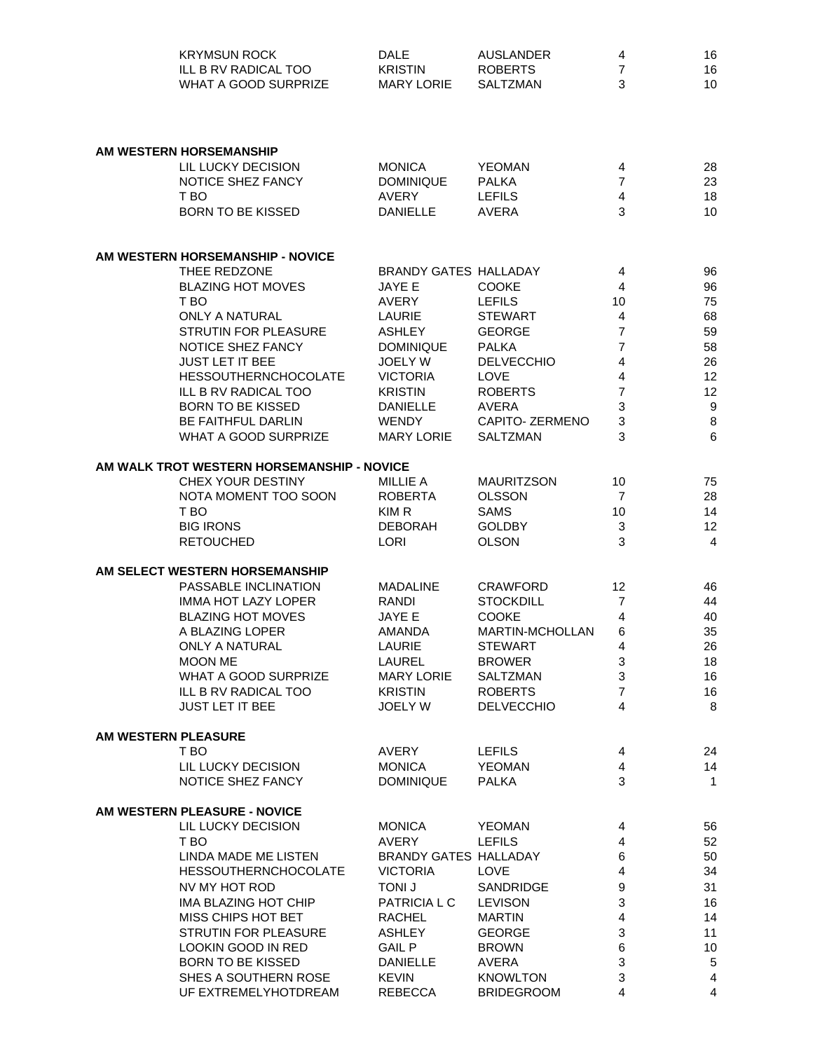| | | | | |
|---|---|---|---|---|
| KRYMSUN ROCK | DALE | AUSLANDER | 4 | 16 |
| ILL B RV RADICAL TOO | KRISTIN | ROBERTS | 7 | 16 |
| WHAT A GOOD SURPRIZE | MARY LORIE | SALTZMAN | 3 | 10 |

**AM WESTERN HORSEMANSHIP**

| | | | | |
|---|---|---|---|---|
| LIL LUCKY DECISION | MONICA | YEOMAN | 4 | 28 |
| NOTICE SHEZ FANCY | DOMINIQUE | PALKA | 7 | 23 |
| T BO | AVERY | LEFILS | 4 | 18 |
| BORN TO BE KISSED | DANIELLE | AVERA | 3 | 10 |

**AM WESTERN HORSEMANSHIP - NOVICE**

| | | | | |
|---|---|---|---|---|
| THEE REDZONE | BRANDY GATES | HALLADAY | 4 | 96 |
| BLAZING HOT MOVES | JAYE E | COOKE | 4 | 96 |
| T BO | AVERY | LEFILS | 10 | 75 |
| ONLY A NATURAL | LAURIE | STEWART | 4 | 68 |
| STRUTIN FOR PLEASURE | ASHLEY | GEORGE | 7 | 59 |
| NOTICE SHEZ FANCY | DOMINIQUE | PALKA | 7 | 58 |
| JUST LET IT BEE | JOELY W | DELVECCHIO | 4 | 26 |
| HESSOUTHERNCHOCOLATE | VICTORIA | LOVE | 4 | 12 |
| ILL B RV RADICAL TOO | KRISTIN | ROBERTS | 7 | 12 |
| BORN TO BE KISSED | DANIELLE | AVERA | 3 | 9 |
| BE FAITHFUL DARLIN | WENDY | CAPITO- ZERMENO | 3 | 8 |
| WHAT A GOOD SURPRIZE | MARY LORIE | SALTZMAN | 3 | 6 |

**AM WALK TROT WESTERN HORSEMANSHIP - NOVICE**

| | | | | |
|---|---|---|---|---|
| CHEX YOUR DESTINY | MILLIE A | MAURITZSON | 10 | 75 |
| NOTA MOMENT TOO SOON | ROBERTA | OLSSON | 7 | 28 |
| T BO | KIM R | SAMS | 10 | 14 |
| BIG IRONS | DEBORAH | GOLDBY | 3 | 12 |
| RETOUCHED | LORI | OLSON | 3 | 4 |

**AM SELECT WESTERN HORSEMANSHIP**

| | | | | |
|---|---|---|---|---|
| PASSABLE INCLINATION | MADALINE | CRAWFORD | 12 | 46 |
| IMMA HOT LAZY LOPER | RANDI | STOCKDILL | 7 | 44 |
| BLAZING HOT MOVES | JAYE E | COOKE | 4 | 40 |
| A BLAZING LOPER | AMANDA | MARTIN-MCHOLLAN | 6 | 35 |
| ONLY A NATURAL | LAURIE | STEWART | 4 | 26 |
| MOON ME | LAUREL | BROWER | 3 | 18 |
| WHAT A GOOD SURPRIZE | MARY LORIE | SALTZMAN | 3 | 16 |
| ILL B RV RADICAL TOO | KRISTIN | ROBERTS | 7 | 16 |
| JUST LET IT BEE | JOELY W | DELVECCHIO | 4 | 8 |

**AM WESTERN PLEASURE**

| | | | | |
|---|---|---|---|---|
| T BO | AVERY | LEFILS | 4 | 24 |
| LIL LUCKY DECISION | MONICA | YEOMAN | 4 | 14 |
| NOTICE SHEZ FANCY | DOMINIQUE | PALKA | 3 | 1 |

**AM WESTERN PLEASURE - NOVICE**

| | | | | |
|---|---|---|---|---|
| LIL LUCKY DECISION | MONICA | YEOMAN | 4 | 56 |
| T BO | AVERY | LEFILS | 4 | 52 |
| LINDA MADE ME LISTEN | BRANDY GATES | HALLADAY | 6 | 50 |
| HESSOUTHERNCHOCOLATE | VICTORIA | LOVE | 4 | 34 |
| NV MY HOT ROD | TONI J | SANDRIDGE | 9 | 31 |
| IMA BLAZING HOT CHIP | PATRICIA L C | LEVISON | 3 | 16 |
| MISS CHIPS HOT BET | RACHEL | MARTIN | 4 | 14 |
| STRUTIN FOR PLEASURE | ASHLEY | GEORGE | 3 | 11 |
| LOOKIN GOOD IN RED | GAIL P | BROWN | 6 | 10 |
| BORN TO BE KISSED | DANIELLE | AVERA | 3 | 5 |
| SHES A SOUTHERN ROSE | KEVIN | KNOWLTON | 3 | 4 |
| UF EXTREMELYHOTDREAM | REBECCA | BRIDEGROOM | 4 | 4 |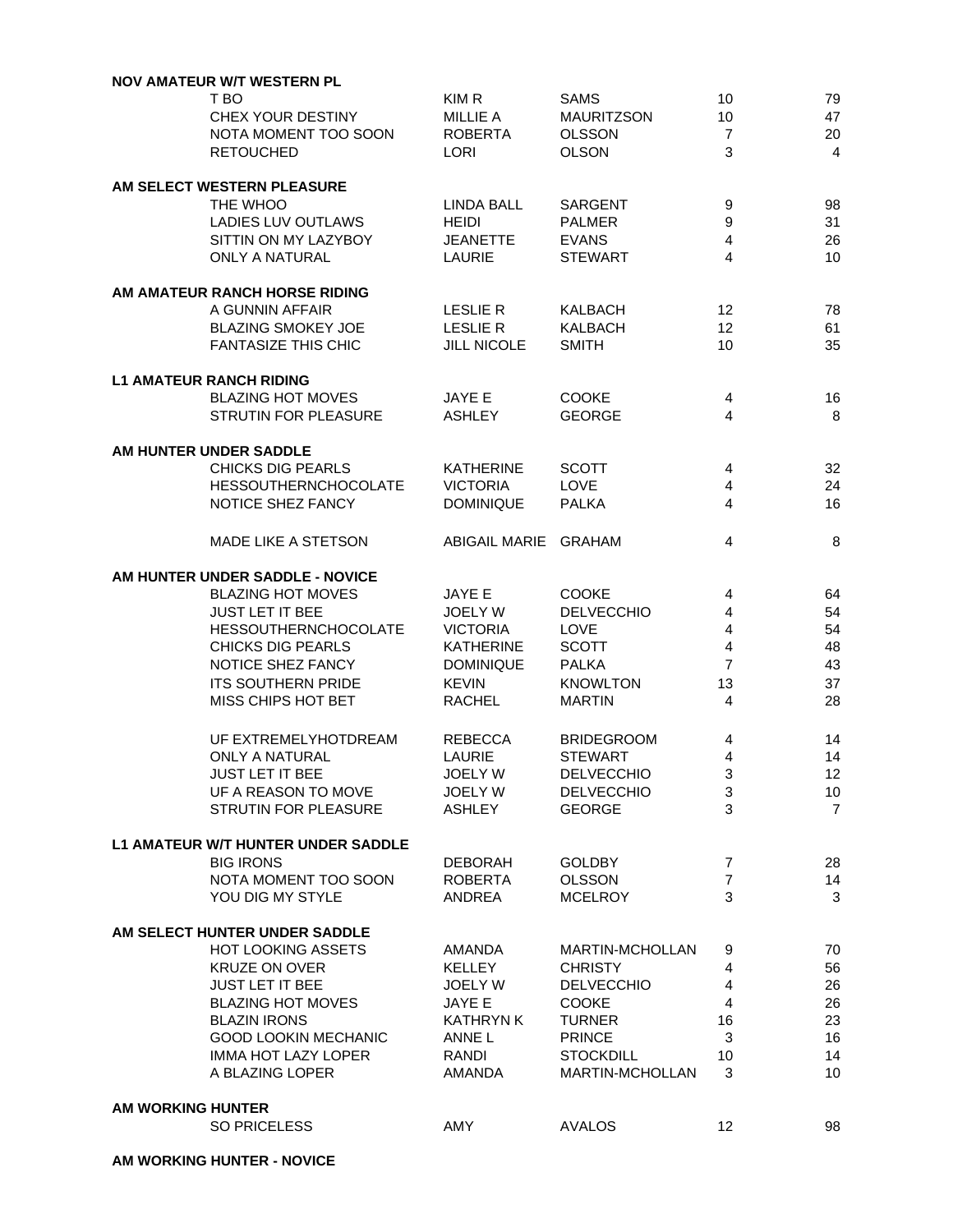**NOV AMATEUR W/T WESTERN PL**

| Horse | First Name | Last Name | | |
|---|---|---|---|---|
| T BO | KIM R | SAMS | 10 | 79 |
| CHEX YOUR DESTINY | MILLIE A | MAURITZSON | 10 | 47 |
| NOTA MOMENT TOO SOON | ROBERTA | OLSSON | 7 | 20 |
| RETOUCHED | LORI | OLSON | 3 | 4 |

**AM SELECT WESTERN PLEASURE**

| Horse | First Name | Last Name | | |
|---|---|---|---|---|
| THE WHOO | LINDA BALL | SARGENT | 9 | 98 |
| LADIES LUV OUTLAWS | HEIDI | PALMER | 9 | 31 |
| SITTIN ON MY LAZYBOY | JEANETTE | EVANS | 4 | 26 |
| ONLY A NATURAL | LAURIE | STEWART | 4 | 10 |

**AM AMATEUR RANCH HORSE RIDING**

| Horse | First Name | Last Name | | |
|---|---|---|---|---|
| A GUNNIN AFFAIR | LESLIE R | KALBACH | 12 | 78 |
| BLAZING SMOKEY JOE | LESLIE R | KALBACH | 12 | 61 |
| FANTASIZE THIS CHIC | JILL NICOLE | SMITH | 10 | 35 |

**L1 AMATEUR RANCH RIDING**

| Horse | First Name | Last Name | | |
|---|---|---|---|---|
| BLAZING HOT MOVES | JAYE E | COOKE | 4 | 16 |
| STRUTIN FOR PLEASURE | ASHLEY | GEORGE | 4 | 8 |

**AM HUNTER UNDER SADDLE**

| Horse | First Name | Last Name | | |
|---|---|---|---|---|
| CHICKS DIG PEARLS | KATHERINE | SCOTT | 4 | 32 |
| HESSOUTHERNCHOCOLATE | VICTORIA | LOVE | 4 | 24 |
| NOTICE SHEZ FANCY | DOMINIQUE | PALKA | 4 | 16 |
| MADE LIKE A STETSON | ABIGAIL MARIE | GRAHAM | 4 | 8 |

**AM HUNTER UNDER SADDLE - NOVICE**

| Horse | First Name | Last Name | | |
|---|---|---|---|---|
| BLAZING HOT MOVES | JAYE E | COOKE | 4 | 64 |
| JUST LET IT BEE | JOELY W | DELVECCHIO | 4 | 54 |
| HESSOUTHERNCHOCOLATE | VICTORIA | LOVE | 4 | 54 |
| CHICKS DIG PEARLS | KATHERINE | SCOTT | 4 | 48 |
| NOTICE SHEZ FANCY | DOMINIQUE | PALKA | 7 | 43 |
| ITS SOUTHERN PRIDE | KEVIN | KNOWLTON | 13 | 37 |
| MISS CHIPS HOT BET | RACHEL | MARTIN | 4 | 28 |
| UF EXTREMELYHOTDREAM | REBECCA | BRIDEGROOM | 4 | 14 |
| ONLY A NATURAL | LAURIE | STEWART | 4 | 14 |
| JUST LET IT BEE | JOELY W | DELVECCHIO | 3 | 12 |
| UF A REASON TO MOVE | JOELY W | DELVECCHIO | 3 | 10 |
| STRUTIN FOR PLEASURE | ASHLEY | GEORGE | 3 | 7 |

**L1 AMATEUR W/T HUNTER UNDER SADDLE**

| Horse | First Name | Last Name | | |
|---|---|---|---|---|
| BIG IRONS | DEBORAH | GOLDBY | 7 | 28 |
| NOTA MOMENT TOO SOON | ROBERTA | OLSSON | 7 | 14 |
| YOU DIG MY STYLE | ANDREA | MCELROY | 3 | 3 |

**AM SELECT HUNTER UNDER SADDLE**

| Horse | First Name | Last Name | | |
|---|---|---|---|---|
| HOT LOOKING ASSETS | AMANDA | MARTIN-MCHOLLAN | 9 | 70 |
| KRUZE ON OVER | KELLEY | CHRISTY | 4 | 56 |
| JUST LET IT BEE | JOELY W | DELVECCHIO | 4 | 26 |
| BLAZING HOT MOVES | JAYE E | COOKE | 4 | 26 |
| BLAZIN IRONS | KATHRYN K | TURNER | 16 | 23 |
| GOOD LOOKIN MECHANIC | ANNE L | PRINCE | 3 | 16 |
| IMMA HOT LAZY LOPER | RANDI | STOCKDILL | 10 | 14 |
| A BLAZING LOPER | AMANDA | MARTIN-MCHOLLAN | 3 | 10 |

**AM WORKING HUNTER**

| Horse | First Name | Last Name | | |
|---|---|---|---|---|
| SO PRICELESS | AMY | AVALOS | 12 | 98 |

**AM WORKING HUNTER - NOVICE**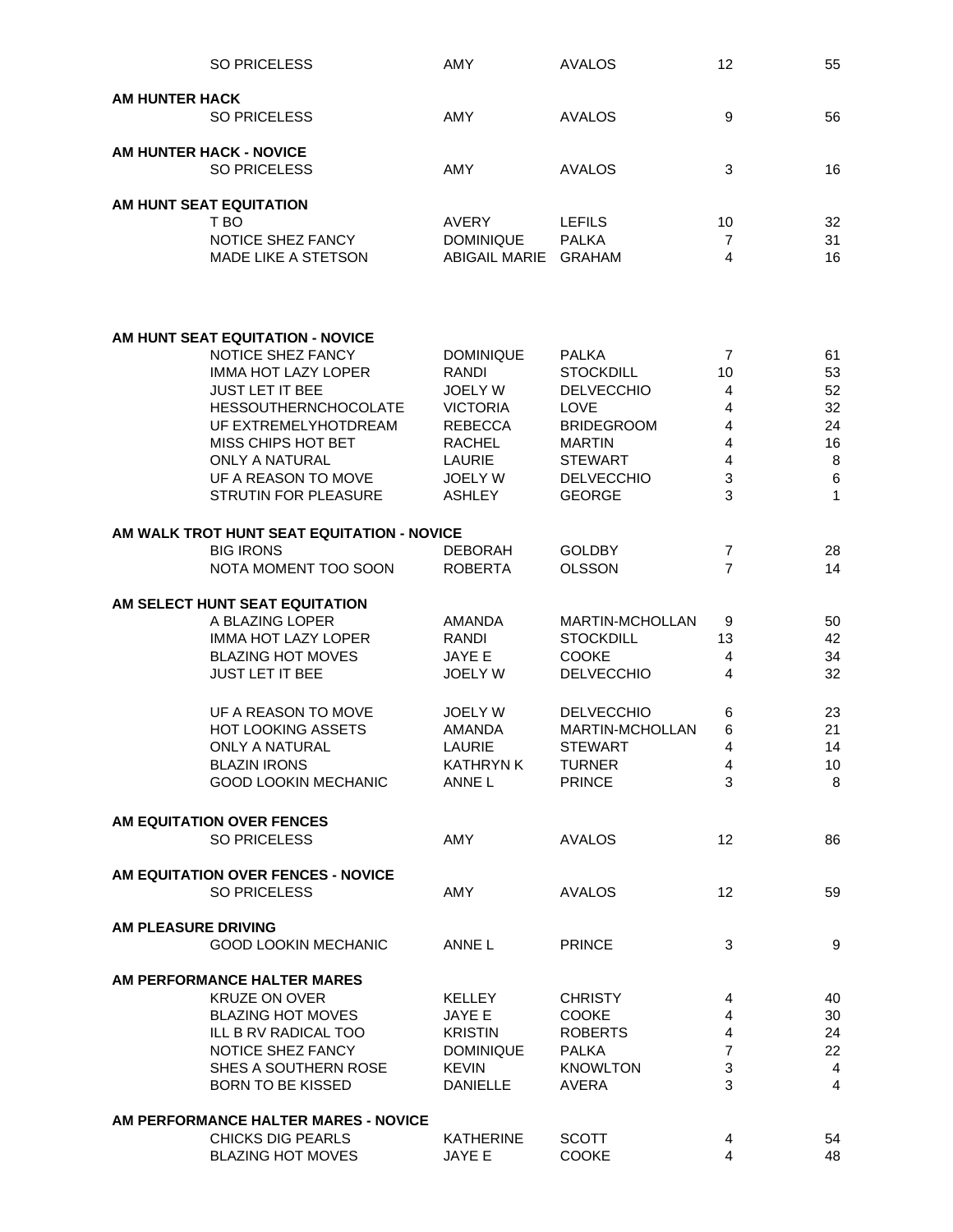| | | | | |
|---|---|---|---|---|
| SO PRICELESS | AMY | AVALOS | 12 | 55 |

**AM HUNTER HACK**

| | | | | |
|---|---|---|---|---|
| SO PRICELESS | AMY | AVALOS | 9 | 56 |

**AM HUNTER HACK - NOVICE**

| | | | | |
|---|---|---|---|---|
| SO PRICELESS | AMY | AVALOS | 3 | 16 |

**AM HUNT SEAT EQUITATION**

| | | | | |
|---|---|---|---|---|
| T BO | AVERY | LEFILS | 10 | 32 |
| NOTICE SHEZ FANCY | DOMINIQUE | PALKA | 7 | 31 |
| MADE LIKE A STETSON | ABIGAIL MARIE | GRAHAM | 4 | 16 |

**AM HUNT SEAT EQUITATION - NOVICE**

| | | | | |
|---|---|---|---|---|
| NOTICE SHEZ FANCY | DOMINIQUE | PALKA | 7 | 61 |
| IMMA HOT LAZY LOPER | RANDI | STOCKDILL | 10 | 53 |
| JUST LET IT BEE | JOELY W | DELVECCHIO | 4 | 52 |
| HESSOUTHERNCHOCOLATE | VICTORIA | LOVE | 4 | 32 |
| UF EXTREMELYHOTDREAM | REBECCA | BRIDEGROOM | 4 | 24 |
| MISS CHIPS HOT BET | RACHEL | MARTIN | 4 | 16 |
| ONLY A NATURAL | LAURIE | STEWART | 4 | 8 |
| UF A REASON TO MOVE | JOELY W | DELVECCHIO | 3 | 6 |
| STRUTIN FOR PLEASURE | ASHLEY | GEORGE | 3 | 1 |

**AM WALK TROT HUNT SEAT EQUITATION - NOVICE**

| | | | | |
|---|---|---|---|---|
| BIG IRONS | DEBORAH | GOLDBY | 7 | 28 |
| NOTA MOMENT TOO SOON | ROBERTA | OLSSON | 7 | 14 |

**AM SELECT HUNT SEAT EQUITATION**

| | | | | |
|---|---|---|---|---|
| A BLAZING LOPER | AMANDA | MARTIN-MCHOLLAN | 9 | 50 |
| IMMA HOT LAZY LOPER | RANDI | STOCKDILL | 13 | 42 |
| BLAZING HOT MOVES | JAYE E | COOKE | 4 | 34 |
| JUST LET IT BEE | JOELY W | DELVECCHIO | 4 | 32 |
| UF A REASON TO MOVE | JOELY W | DELVECCHIO | 6 | 23 |
| HOT LOOKING ASSETS | AMANDA | MARTIN-MCHOLLAN | 6 | 21 |
| ONLY A NATURAL | LAURIE | STEWART | 4 | 14 |
| BLAZIN IRONS | KATHRYN K | TURNER | 4 | 10 |
| GOOD LOOKIN MECHANIC | ANNE L | PRINCE | 3 | 8 |

**AM EQUITATION OVER FENCES**

| | | | | |
|---|---|---|---|---|
| SO PRICELESS | AMY | AVALOS | 12 | 86 |

**AM EQUITATION OVER FENCES - NOVICE**

| | | | | |
|---|---|---|---|---|
| SO PRICELESS | AMY | AVALOS | 12 | 59 |

**AM PLEASURE DRIVING**

| | | | | |
|---|---|---|---|---|
| GOOD LOOKIN MECHANIC | ANNE L | PRINCE | 3 | 9 |

**AM PERFORMANCE HALTER MARES**

| | | | | |
|---|---|---|---|---|
| KRUZE ON OVER | KELLEY | CHRISTY | 4 | 40 |
| BLAZING HOT MOVES | JAYE E | COOKE | 4 | 30 |
| ILL B RV RADICAL TOO | KRISTIN | ROBERTS | 4 | 24 |
| NOTICE SHEZ FANCY | DOMINIQUE | PALKA | 7 | 22 |
| SHES A SOUTHERN ROSE | KEVIN | KNOWLTON | 3 | 4 |
| BORN TO BE KISSED | DANIELLE | AVERA | 3 | 4 |

**AM PERFORMANCE HALTER MARES - NOVICE**

| | | | | |
|---|---|---|---|---|
| CHICKS DIG PEARLS | KATHERINE | SCOTT | 4 | 54 |
| BLAZING HOT MOVES | JAYE E | COOKE | 4 | 48 |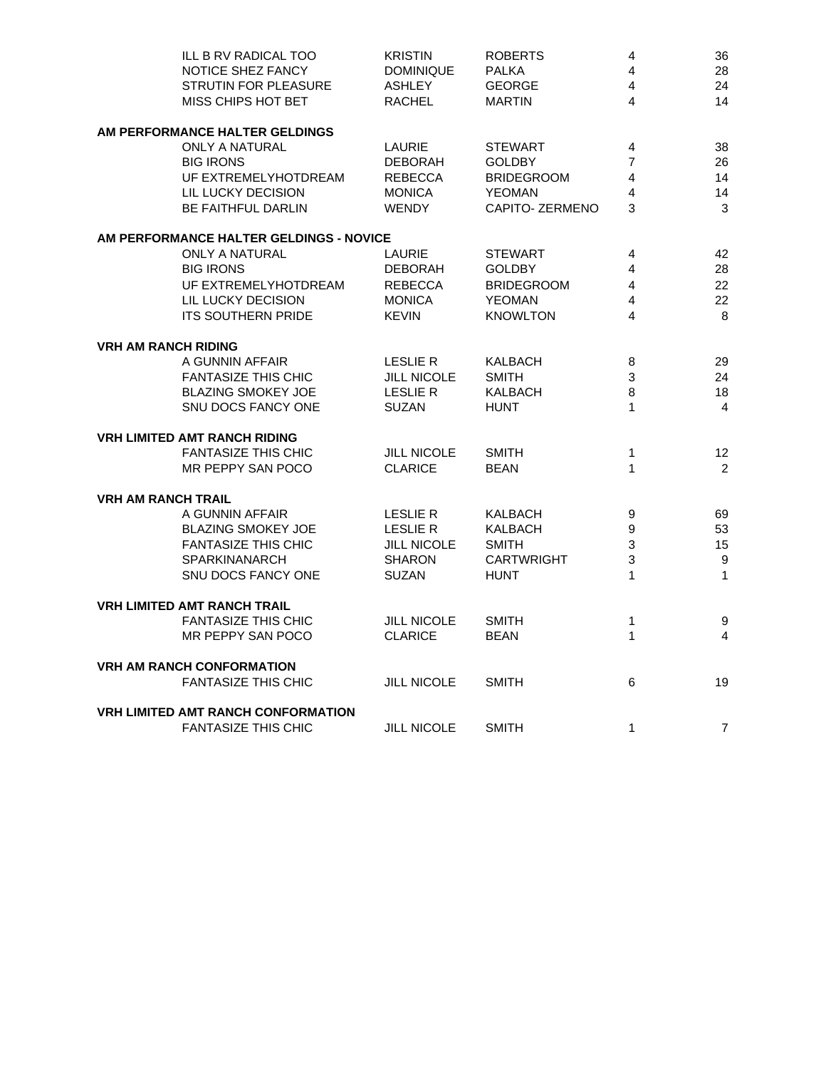| | | | | |
|---|---|---|---|---|
| ILL B RV RADICAL TOO | KRISTIN | ROBERTS | 4 | 36 |
| NOTICE SHEZ FANCY | DOMINIQUE | PALKA | 4 | 28 |
| STRUTIN FOR PLEASURE | ASHLEY | GEORGE | 4 | 24 |
| MISS CHIPS HOT BET | RACHEL | MARTIN | 4 | 14 |

**AM PERFORMANCE HALTER GELDINGS**

| | | | | |
|---|---|---|---|---|
| ONLY A NATURAL | LAURIE | STEWART | 4 | 38 |
| BIG IRONS | DEBORAH | GOLDBY | 7 | 26 |
| UF EXTREMELYHOTDREAM | REBECCA | BRIDEGROOM | 4 | 14 |
| LIL LUCKY DECISION | MONICA | YEOMAN | 4 | 14 |
| BE FAITHFUL DARLIN | WENDY | CAPITO- ZERMENO | 3 | 3 |

**AM PERFORMANCE HALTER GELDINGS - NOVICE**

| | | | | |
|---|---|---|---|---|
| ONLY A NATURAL | LAURIE | STEWART | 4 | 42 |
| BIG IRONS | DEBORAH | GOLDBY | 4 | 28 |
| UF EXTREMELYHOTDREAM | REBECCA | BRIDEGROOM | 4 | 22 |
| LIL LUCKY DECISION | MONICA | YEOMAN | 4 | 22 |
| ITS SOUTHERN PRIDE | KEVIN | KNOWLTON | 4 | 8 |

**VRH AM RANCH RIDING**

| | | | | |
|---|---|---|---|---|
| A GUNNIN AFFAIR | LESLIE R | KALBACH | 8 | 29 |
| FANTASIZE THIS CHIC | JILL NICOLE | SMITH | 3 | 24 |
| BLAZING SMOKEY JOE | LESLIE R | KALBACH | 8 | 18 |
| SNU DOCS FANCY ONE | SUZAN | HUNT | 1 | 4 |

**VRH LIMITED AMT RANCH RIDING**

| | | | | |
|---|---|---|---|---|
| FANTASIZE THIS CHIC | JILL NICOLE | SMITH | 1 | 12 |
| MR PEPPY SAN POCO | CLARICE | BEAN | 1 | 2 |

**VRH AM RANCH TRAIL**

| | | | | |
|---|---|---|---|---|
| A GUNNIN AFFAIR | LESLIE R | KALBACH | 9 | 69 |
| BLAZING SMOKEY JOE | LESLIE R | KALBACH | 9 | 53 |
| FANTASIZE THIS CHIC | JILL NICOLE | SMITH | 3 | 15 |
| SPARKINANARCH | SHARON | CARTWRIGHT | 3 | 9 |
| SNU DOCS FANCY ONE | SUZAN | HUNT | 1 | 1 |

**VRH LIMITED AMT RANCH TRAIL**

| | | | | |
|---|---|---|---|---|
| FANTASIZE THIS CHIC | JILL NICOLE | SMITH | 1 | 9 |
| MR PEPPY SAN POCO | CLARICE | BEAN | 1 | 4 |

**VRH AM RANCH CONFORMATION**

| | | | | |
|---|---|---|---|---|
| FANTASIZE THIS CHIC | JILL NICOLE | SMITH | 6 | 19 |

**VRH LIMITED AMT RANCH CONFORMATION**

| | | | | |
|---|---|---|---|---|
| FANTASIZE THIS CHIC | JILL NICOLE | SMITH | 1 | 7 |